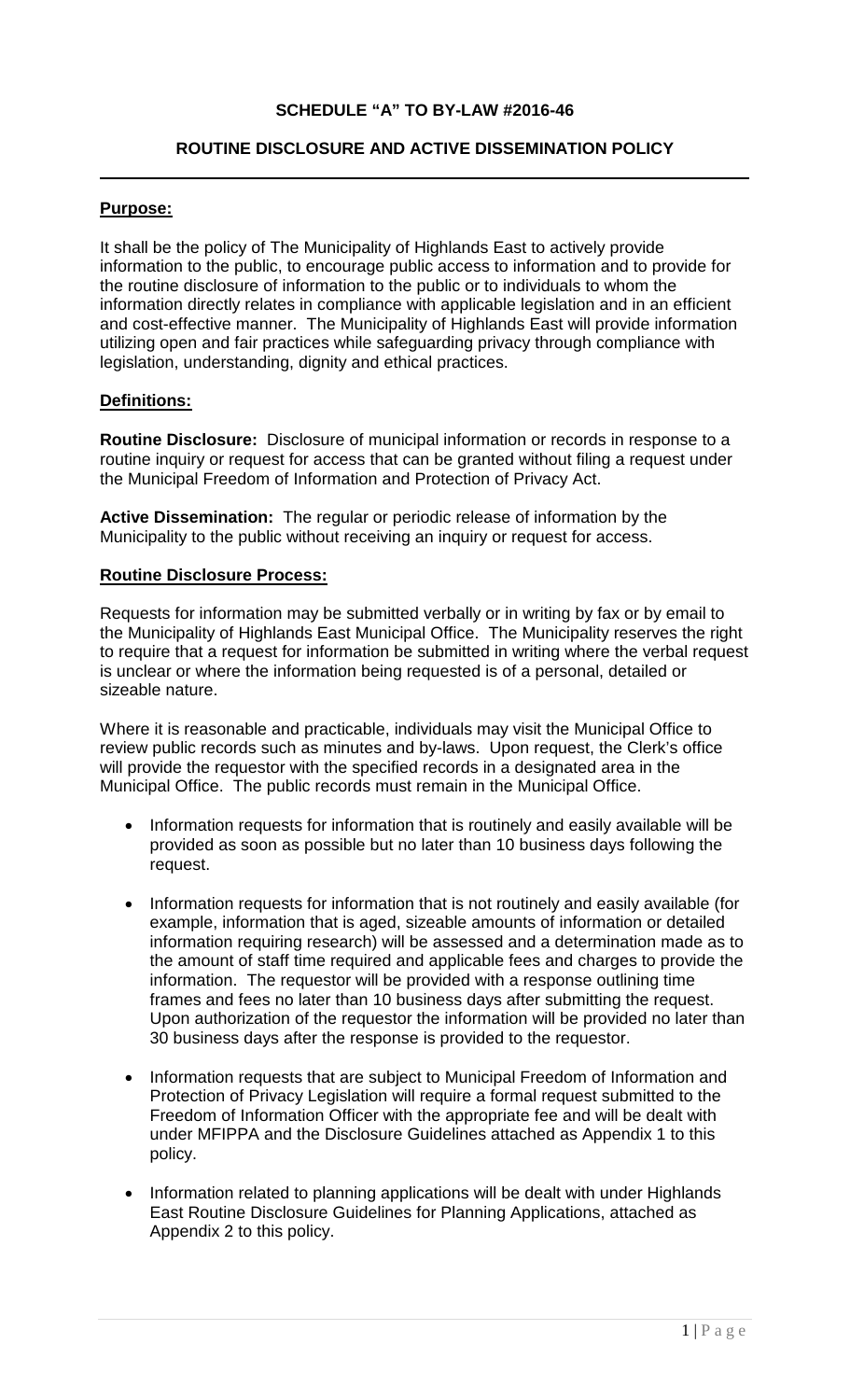**SCHEDULE "A" TO BY-LAW #2016-46**

**ROUTINE DISCLOSURE AND ACTIVE DISSEMINATION POLICY**

---

## Purpose:

It shall be the policy of The Municipality of Highlands East to actively provide information to the public, to encourage public access to information and to provide for the routine disclosure of information to the public or to individuals to whom the information directly relates in compliance with applicable legislation and in an efficient and cost-effective manner. The Municipality of Highlands East will provide information utilizing open and fair practices while safeguarding privacy through compliance with legislation, understanding, dignity and ethical practices.

## Definitions:

**Routine Disclosure:** Disclosure of municipal information or records in response to a routine inquiry or request for access that can be granted without filing a request under the Municipal Freedom of Information and Protection of Privacy Act.

**Active Dissemination:** The regular or periodic release of information by the Municipality to the public without receiving an inquiry or request for access.

## Routine Disclosure Process:

Requests for information may be submitted verbally or in writing by fax or by email to the Municipality of Highlands East Municipal Office. The Municipality reserves the right to require that a request for information be submitted in writing where the verbal request is unclear or where the information being requested is of a personal, detailed or sizeable nature.

Where it is reasonable and practicable, individuals may visit the Municipal Office to review public records such as minutes and by-laws. Upon request, the Clerk's office will provide the requestor with the specified records in a designated area in the Municipal Office. The public records must remain in the Municipal Office.

- Information requests for information that is routinely and easily available will be provided as soon as possible but no later than 10 business days following the request.
- Information requests for information that is not routinely and easily available (for example, information that is aged, sizeable amounts of information or detailed information requiring research) will be assessed and a determination made as to the amount of staff time required and applicable fees and charges to provide the information. The requestor will be provided with a response outlining time frames and fees no later than 10 business days after submitting the request. Upon authorization of the requestor the information will be provided no later than 30 business days after the response is provided to the requestor.
- Information requests that are subject to Municipal Freedom of Information and Protection of Privacy Legislation will require a formal request submitted to the Freedom of Information Officer with the appropriate fee and will be dealt with under MFIPPA and the Disclosure Guidelines attached as Appendix 1 to this policy.
- Information related to planning applications will be dealt with under Highlands East Routine Disclosure Guidelines for Planning Applications, attached as Appendix 2 to this policy.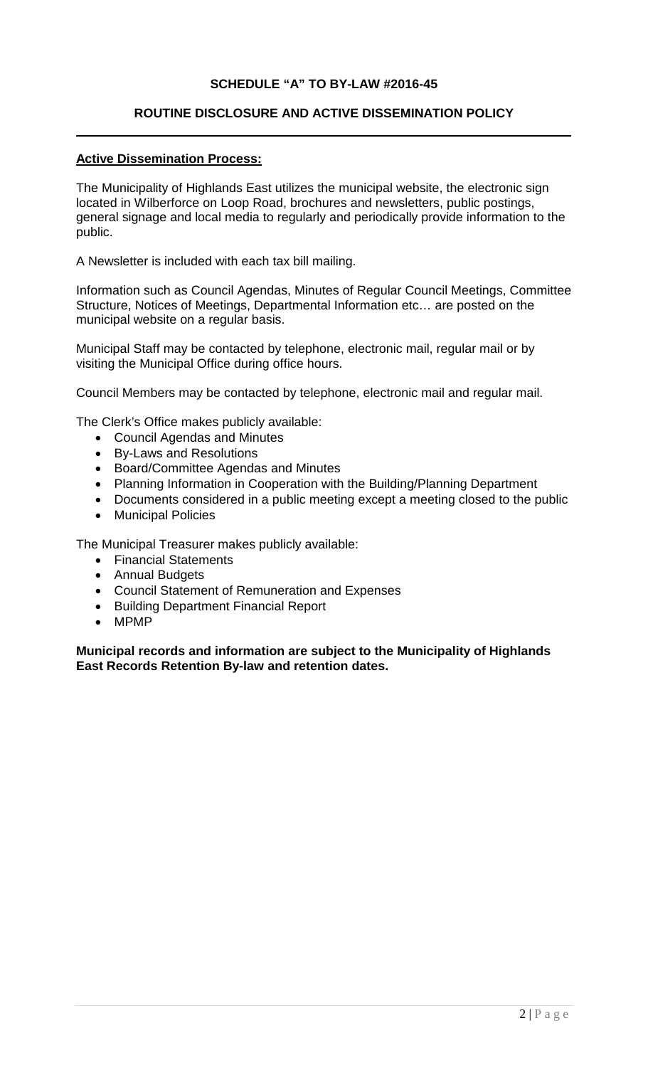**SCHEDULE "A" TO BY-LAW #2016-45**

**ROUTINE DISCLOSURE AND ACTIVE DISSEMINATION POLICY**

---

**Active Dissemination Process:**

The Municipality of Highlands East utilizes the municipal website, the electronic sign located in Wilberforce on Loop Road, brochures and newsletters, public postings, general signage and local media to regularly and periodically provide information to the public.

A Newsletter is included with each tax bill mailing.

Information such as Council Agendas, Minutes of Regular Council Meetings, Committee Structure, Notices of Meetings, Departmental Information etc… are posted on the municipal website on a regular basis.

Municipal Staff may be contacted by telephone, electronic mail, regular mail or by visiting the Municipal Office during office hours.

Council Members may be contacted by telephone, electronic mail and regular mail.

The Clerk's Office makes publicly available:

- Council Agendas and Minutes
- By-Laws and Resolutions
- Board/Committee Agendas and Minutes
- Planning Information in Cooperation with the Building/Planning Department
- Documents considered in a public meeting except a meeting closed to the public
- Municipal Policies

The Municipal Treasurer makes publicly available:

- Financial Statements
- Annual Budgets
- Council Statement of Remuneration and Expenses
- Building Department Financial Report
- MPMP

**Municipal records and information are subject to the Municipality of Highlands East Records Retention By-law and retention dates.**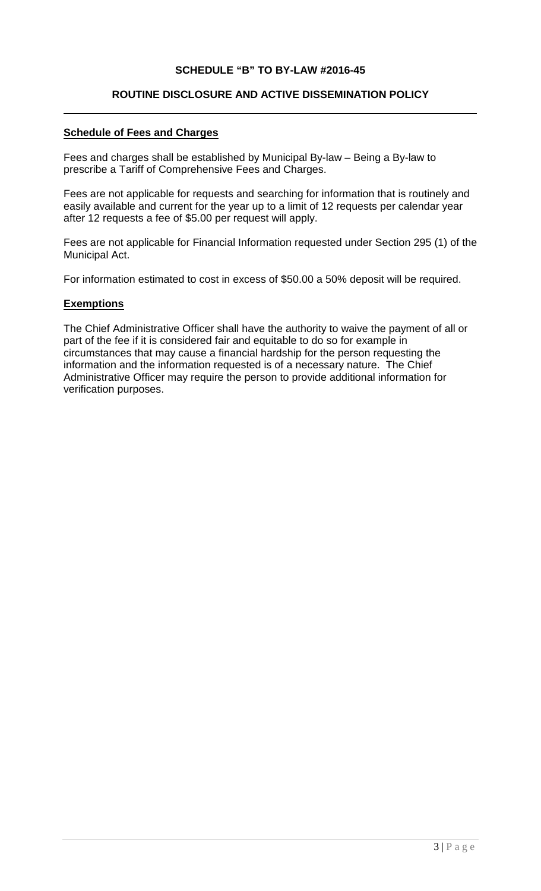**SCHEDULE "B" TO BY-LAW #2016-45**

**ROUTINE DISCLOSURE AND ACTIVE DISSEMINATION POLICY**

---

**Schedule of Fees and Charges**

Fees and charges shall be established by Municipal By-law – Being a By-law to prescribe a Tariff of Comprehensive Fees and Charges.

Fees are not applicable for requests and searching for information that is routinely and easily available and current for the year up to a limit of 12 requests per calendar year after 12 requests a fee of $5.00 per request will apply.

Fees are not applicable for Financial Information requested under Section 295 (1) of the Municipal Act.

For information estimated to cost in excess of $50.00 a 50% deposit will be required.

**Exemptions**

The Chief Administrative Officer shall have the authority to waive the payment of all or part of the fee if it is considered fair and equitable to do so for example in circumstances that may cause a financial hardship for the person requesting the information and the information requested is of a necessary nature. The Chief Administrative Officer may require the person to provide additional information for verification purposes.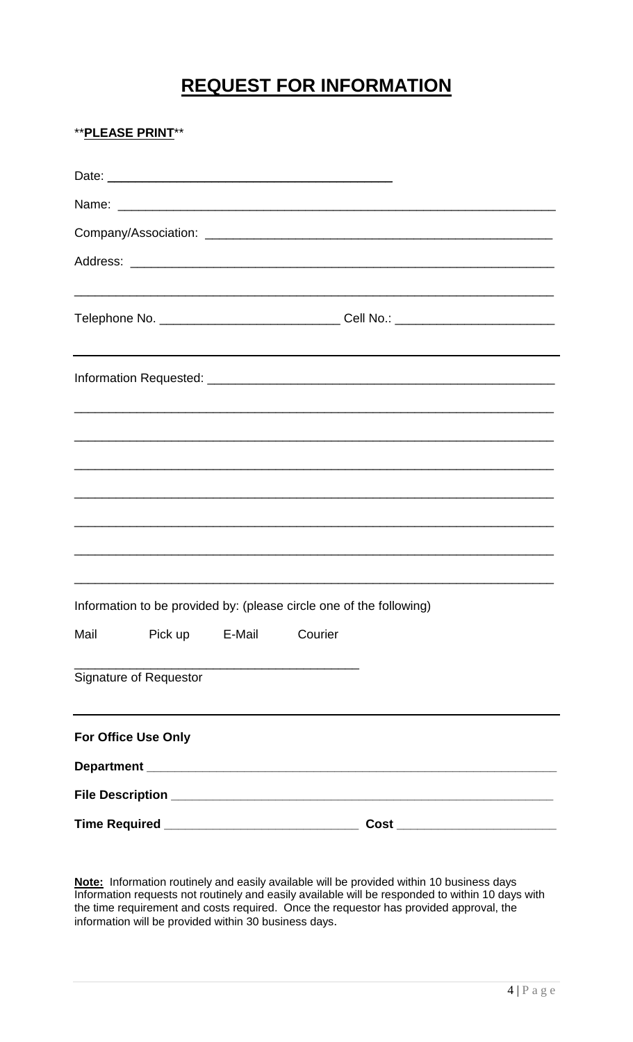# **REQUEST FOR INFORMATION**

**\*\*PLEASE PRINT\*\***

Date: ________________________________________

Name: ________________________________________________________________

Company/Association: ____________________________________________________

Address: ______________________________________________________________

_____________________________________________________________________

Telephone No. __________________________ Cell No.: _______________________

---

Information Requested: ___________________________________________________

_____________________________________________________________________

_____________________________________________________________________

_____________________________________________________________________

_____________________________________________________________________

_____________________________________________________________________

_____________________________________________________________________

_____________________________________________________________________

Information to be provided by: (please circle one of the following)

Mail Pick up E-Mail Courier

__________________________________________

Signature of Requestor

---

**For Office Use Only**

**Department** ________________________________________________________

**File Description** ____________________________________________________

**Time Required** ___________________________ **Cost** ______________________

**Note:** Information routinely and easily available will be provided within 10 business days Information requests not routinely and easily available will be responded to within 10 days with the time requirement and costs required. Once the requestor has provided approval, the information will be provided within 30 business days.